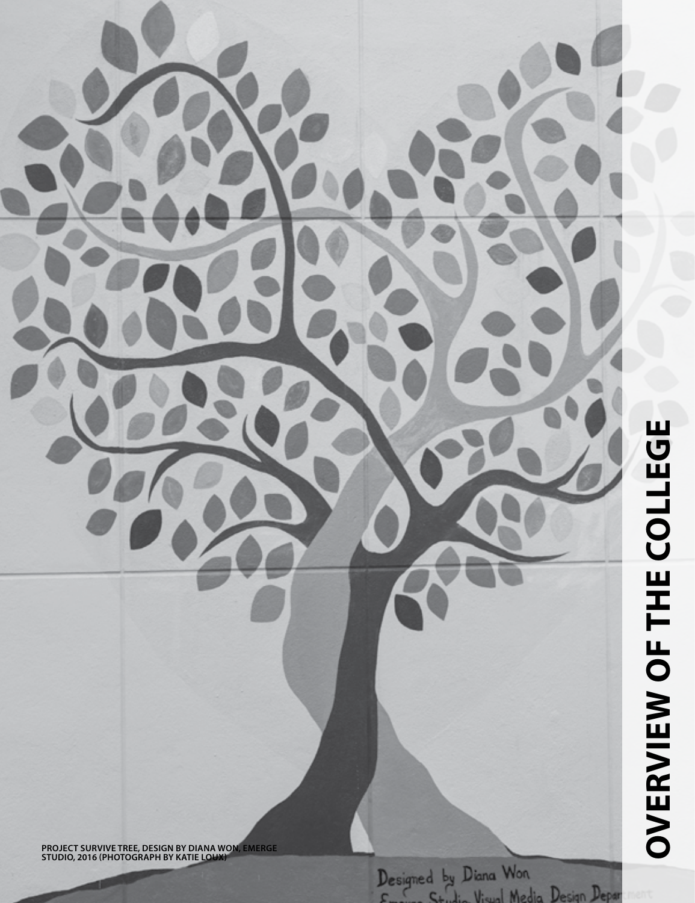# OVERVIEW OF THE COLLEGE

PROJECT SURVIVE TREE, DESIGN BY DIANA WON, EMERGE STUDIO, 2016 (PHOTOGRAPH BY KATIE LOUX)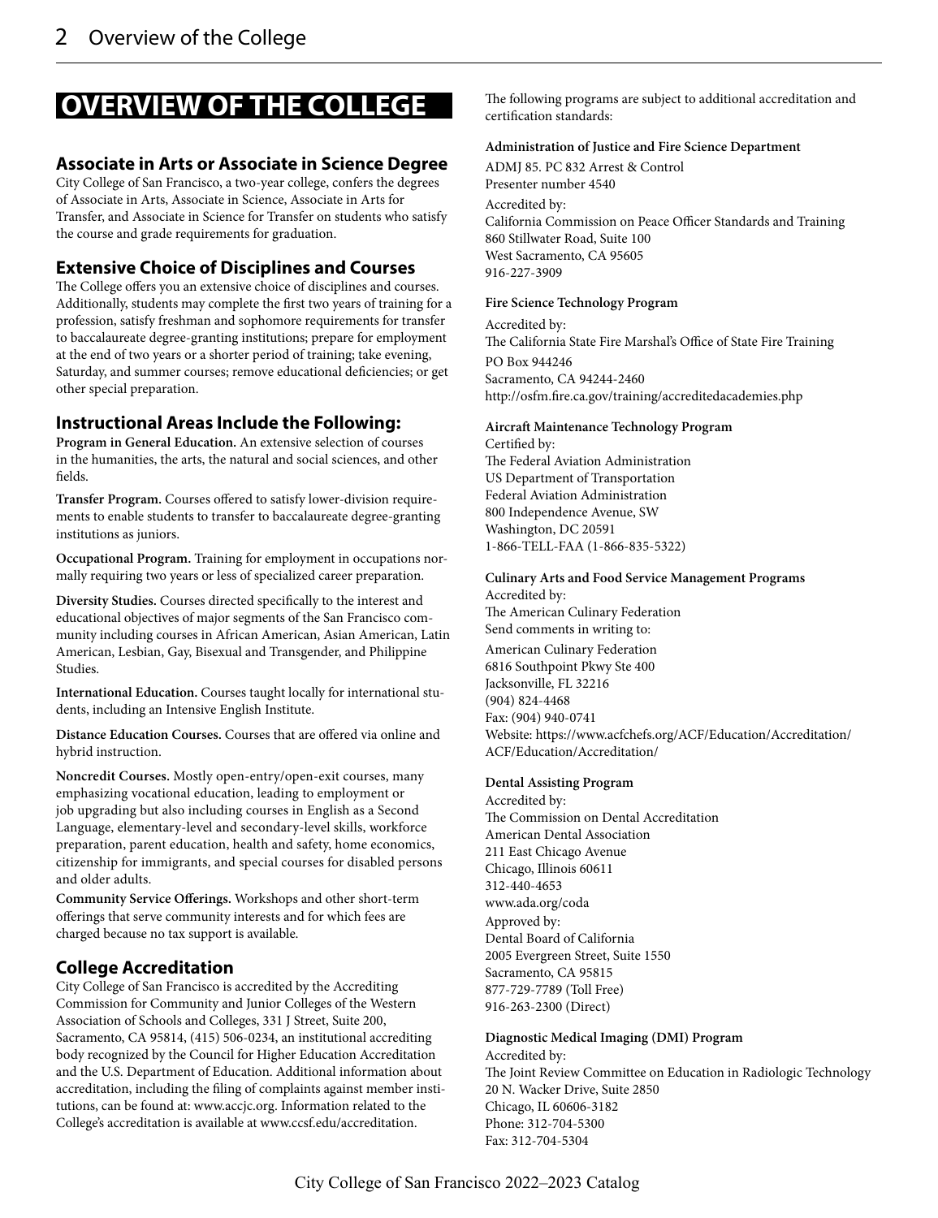# OVERVIEW OF THE COLLEGE

## Associate in Arts or Associate in Science Degree

City College of San Francisco, a two-year college, confers the degrees of Associate in Arts, Associate in Science, Associate in Arts for Transfer, and Associate in Science for Transfer on students who satisfy the course and grade requirements for graduation.

## Extensive Choice of Disciplines and Courses

The College offers you an extensive choice of disciplines and courses. Additionally, students may complete the first two years of training for a profession, satisfy freshman and sophomore requirements for transfer to baccalaureate degree-granting institutions; prepare for employment at the end of two years or a shorter period of training; take evening, Saturday, and summer courses; remove educational deficiencies; or get other special preparation.

## Instructional Areas Include the Following:

**Program in General Education.** An extensive selection of courses in the humanities, the arts, the natural and social sciences, and other fields.

**Transfer Program.** Courses offered to satisfy lower-division requirements to enable students to transfer to baccalaureate degree-granting institutions as juniors.

**Occupational Program.** Training for employment in occupations normally requiring two years or less of specialized career preparation.

**Diversity Studies.** Courses directed specifically to the interest and educational objectives of major segments of the San Francisco community including courses in African American, Asian American, Latin American, Lesbian, Gay, Bisexual and Transgender, and Philippine Studies.

**International Education.** Courses taught locally for international students, including an Intensive English Institute.

**Distance Education Courses.** Courses that are offered via online and hybrid instruction.

**Noncredit Courses.** Mostly open-entry/open-exit courses, many emphasizing vocational education, leading to employment or job upgrading but also including courses in English as a Second Language, elementary-level and secondary-level skills, workforce preparation, parent education, health and safety, home economics, citizenship for immigrants, and special courses for disabled persons and older adults.

**Community Service Offerings.** Workshops and other short-term offerings that serve community interests and for which fees are charged because no tax support is available.

## College Accreditation

City College of San Francisco is accredited by the Accrediting Commission for Community and Junior Colleges of the Western Association of Schools and Colleges, 331 J Street, Suite 200, Sacramento, CA 95814, (415) 506-0234, an institutional accrediting body recognized by the Council for Higher Education Accreditation and the U.S. Department of Education. Additional information about accreditation, including the filing of complaints against member institutions, can be found at: www.accjc.org. Information related to the College's accreditation is available at www.ccsf.edu/accreditation.

The following programs are subject to additional accreditation and certification standards:

**Administration of Justice and Fire Science Department**

ADMJ 85. PC 832 Arrest & Control
Presenter number 4540

Accredited by:
California Commission on Peace Officer Standards and Training
860 Stillwater Road, Suite 100
West Sacramento, CA 95605
916-227-3909

**Fire Science Technology Program**

Accredited by:
The California State Fire Marshal's Office of State Fire Training
PO Box 944246
Sacramento, CA 94244-2460
http://osfm.fire.ca.gov/training/accreditedacademies.php

**Aircraft Maintenance Technology Program**

Certified by:
The Federal Aviation Administration
US Department of Transportation
Federal Aviation Administration
800 Independence Avenue, SW
Washington, DC 20591
1-866-TELL-FAA (1-866-835-5322)

**Culinary Arts and Food Service Management Programs**

Accredited by:
The American Culinary Federation
Send comments in writing to:
American Culinary Federation
6816 Southpoint Pkwy Ste 400
Jacksonville, FL 32216
(904) 824-4468
Fax: (904) 940-0741
Website: https://www.acfchefs.org/ACF/Education/Accreditation/ACF/Education/Accreditation/

**Dental Assisting Program**

Accredited by:
The Commission on Dental Accreditation
American Dental Association
211 East Chicago Avenue
Chicago, Illinois 60611
312-440-4653
www.ada.org/coda

Approved by:
Dental Board of California
2005 Evergreen Street, Suite 1550
Sacramento, CA 95815
877-729-7789 (Toll Free)
916-263-2300 (Direct)

**Diagnostic Medical Imaging (DMI) Program**

Accredited by:
The Joint Review Committee on Education in Radiologic Technology
20 N. Wacker Drive, Suite 2850
Chicago, IL 60606-3182
Phone: 312-704-5300
Fax: 312-704-5304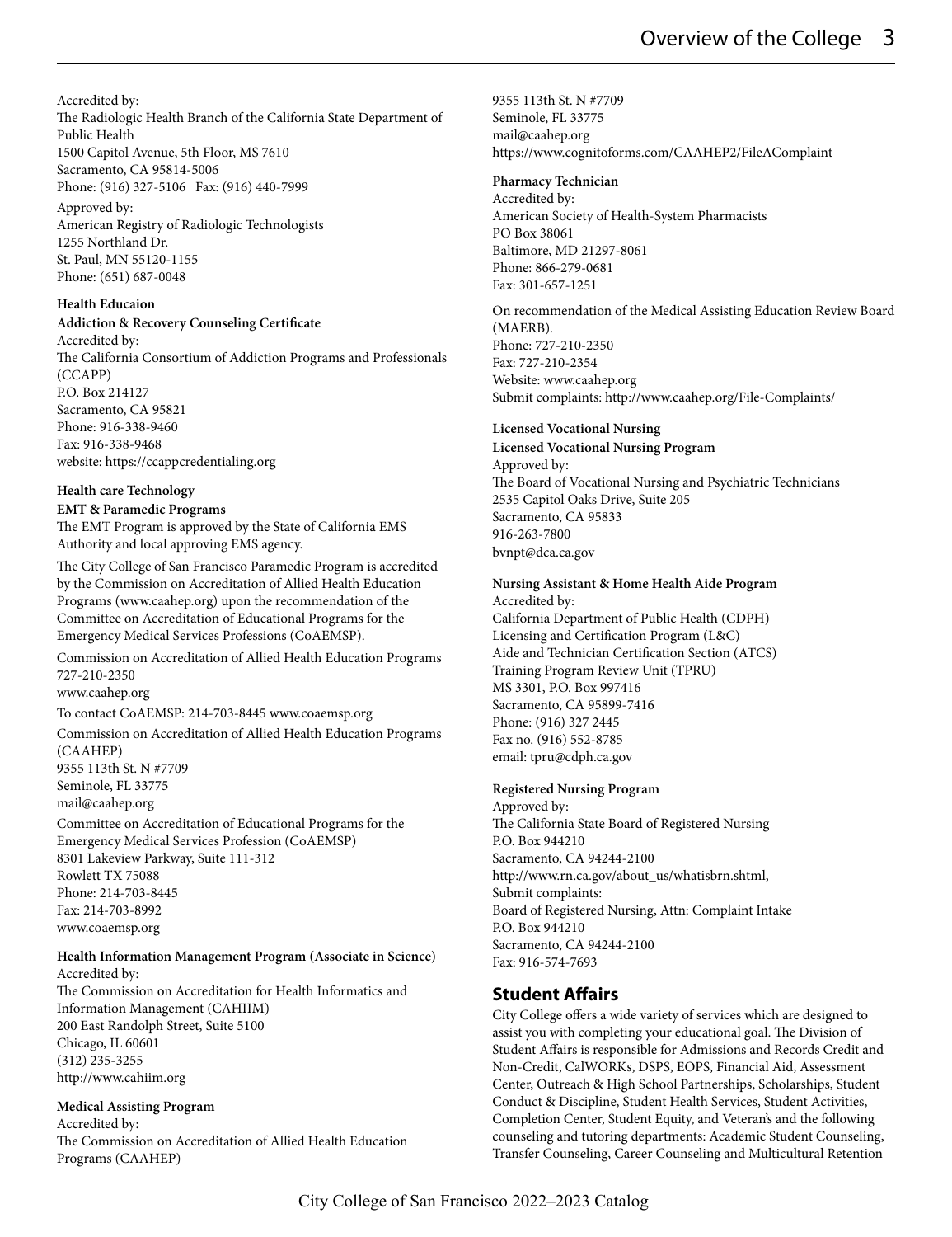Accredited by:
The Radiologic Health Branch of the California State Department of Public Health
1500 Capitol Avenue, 5th Floor, MS 7610
Sacramento, CA 95814-5006
Phone: (916) 327-5106   Fax: (916) 440-7999

Approved by:
American Registry of Radiologic Technologists
1255 Northland Dr.
St. Paul, MN 55120-1155
Phone: (651) 687-0048

**Health Educaion**

**Addiction & Recovery Counseling Certificate**
Accredited by:
The California Consortium of Addiction Programs and Professionals (CCAPP)
P.O. Box 214127
Sacramento, CA 95821
Phone: 916-338-9460
Fax: 916-338-9468
website: https://ccappcredentialing.org

**Health care Technology**

**EMT & Paramedic Programs**
The EMT Program is approved by the State of California EMS Authority and local approving EMS agency.

The City College of San Francisco Paramedic Program is accredited by the Commission on Accreditation of Allied Health Education Programs (www.caahep.org) upon the recommendation of the Committee on Accreditation of Educational Programs for the Emergency Medical Services Professions (CoAEMSP).

Commission on Accreditation of Allied Health Education Programs
727-210-2350
www.caahep.org

To contact CoAEMSP: 214-703-8445 www.coaemsp.org

Commission on Accreditation of Allied Health Education Programs (CAAHEP)
9355 113th St. N #7709
Seminole, FL 33775
mail@caahep.org

Committee on Accreditation of Educational Programs for the Emergency Medical Services Profession (CoAEMSP)
8301 Lakeview Parkway, Suite 111-312
Rowlett TX 75088
Phone: 214-703-8445
Fax: 214-703-8992
www.coaemsp.org

**Health Information Management Program (Associate in Science)**
Accredited by:
The Commission on Accreditation for Health Informatics and Information Management (CAHIIM)
200 East Randolph Street, Suite 5100
Chicago, IL 60601
(312) 235-3255
http://www.cahiim.org

**Medical Assisting Program**
Accredited by:
The Commission on Accreditation of Allied Health Education Programs (CAAHEP)
9355 113th St. N #7709
Seminole, FL 33775
mail@caahep.org
https://www.cognitoforms.com/CAAHEP2/FileAComplaint

**Pharmacy Technician**
Accredited by:
American Society of Health-System Pharmacists
PO Box 38061
Baltimore, MD 21297-8061
Phone: 866-279-0681
Fax: 301-657-1251

On recommendation of the Medical Assisting Education Review Board (MAERB).
Phone: 727-210-2350
Fax: 727-210-2354
Website: www.caahep.org
Submit complaints: http://www.caahep.org/File-Complaints/

**Licensed Vocational Nursing**

**Licensed Vocational Nursing Program**
Approved by:
The Board of Vocational Nursing and Psychiatric Technicians
2535 Capitol Oaks Drive, Suite 205
Sacramento, CA 95833
916-263-7800
bvnpt@dca.ca.gov

**Nursing Assistant & Home Health Aide Program**
Accredited by:
California Department of Public Health (CDPH)
Licensing and Certification Program (L&C)
Aide and Technician Certification Section (ATCS)
Training Program Review Unit (TPRU)
MS 3301, P.O. Box 997416
Sacramento, CA 95899-7416
Phone: (916) 327 2445
Fax no. (916) 552-8785
email: tpru@cdph.ca.gov

**Registered Nursing Program**
Approved by:
The California State Board of Registered Nursing
P.O. Box 944210
Sacramento, CA 94244-2100
http://www.rn.ca.gov/about_us/whatisbrn.shtml,
Submit complaints:
Board of Registered Nursing, Attn: Complaint Intake
P.O. Box 944210
Sacramento, CA 94244-2100
Fax: 916-574-7693

## Student Affairs

City College offers a wide variety of services which are designed to assist you with completing your educational goal. The Division of Student Affairs is responsible for Admissions and Records Credit and Non-Credit, CalWORKs, DSPS, EOPS, Financial Aid, Assessment Center, Outreach & High School Partnerships, Scholarships, Student Conduct & Discipline, Student Health Services, Student Activities, Completion Center, Student Equity, and Veteran's and the following counseling and tutoring departments: Academic Student Counseling, Transfer Counseling, Career Counseling and Multicultural Retention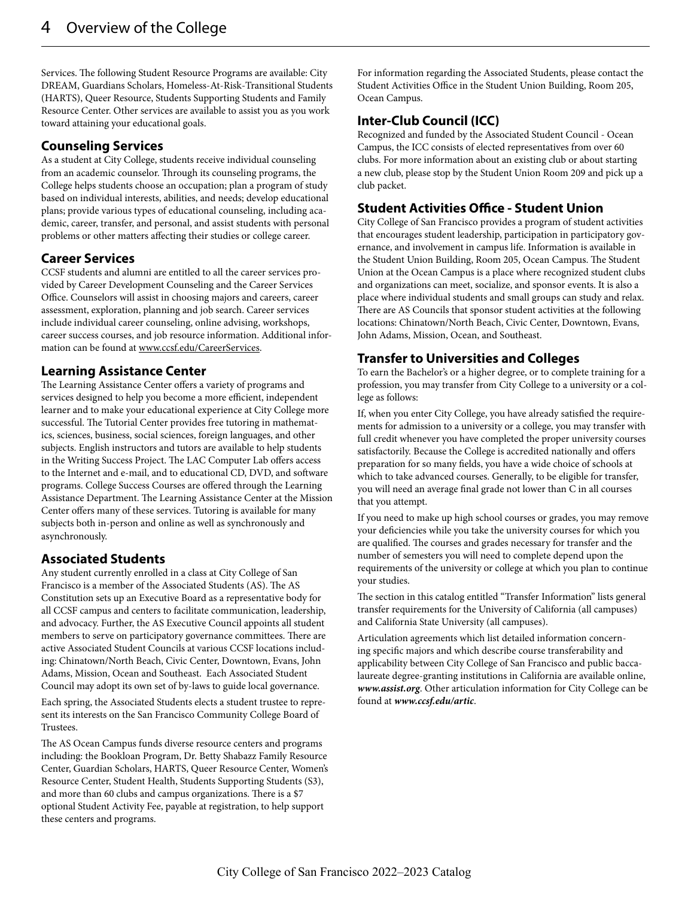Services. The following Student Resource Programs are available: City DREAM, Guardians Scholars, Homeless-At-Risk-Transitional Students (HARTS), Queer Resource, Students Supporting Students and Family Resource Center. Other services are available to assist you as you work toward attaining your educational goals.

## Counseling Services

As a student at City College, students receive individual counseling from an academic counselor. Through its counseling programs, the College helps students choose an occupation; plan a program of study based on individual interests, abilities, and needs; develop educational plans; provide various types of educational counseling, including academic, career, transfer, and personal, and assist students with personal problems or other matters affecting their studies or college career.

## Career Services

CCSF students and alumni are entitled to all the career services provided by Career Development Counseling and the Career Services Office. Counselors will assist in choosing majors and careers, career assessment, exploration, planning and job search. Career services include individual career counseling, online advising, workshops, career success courses, and job resource information. Additional information can be found at www.ccsf.edu/CareerServices.

## Learning Assistance Center

The Learning Assistance Center offers a variety of programs and services designed to help you become a more efficient, independent learner and to make your educational experience at City College more successful. The Tutorial Center provides free tutoring in mathematics, sciences, business, social sciences, foreign languages, and other subjects. English instructors and tutors are available to help students in the Writing Success Project. The LAC Computer Lab offers access to the Internet and e-mail, and to educational CD, DVD, and software programs. College Success Courses are offered through the Learning Assistance Department. The Learning Assistance Center at the Mission Center offers many of these services. Tutoring is available for many subjects both in-person and online as well as synchronously and asynchronously.

## Associated Students

Any student currently enrolled in a class at City College of San Francisco is a member of the Associated Students (AS). The AS Constitution sets up an Executive Board as a representative body for all CCSF campus and centers to facilitate communication, leadership, and advocacy. Further, the AS Executive Council appoints all student members to serve on participatory governance committees. There are active Associated Student Councils at various CCSF locations including: Chinatown/North Beach, Civic Center, Downtown, Evans, John Adams, Mission, Ocean and Southeast. Each Associated Student Council may adopt its own set of by-laws to guide local governance.

Each spring, the Associated Students elects a student trustee to represent its interests on the San Francisco Community College Board of Trustees.

The AS Ocean Campus funds diverse resource centers and programs including: the Bookloan Program, Dr. Betty Shabazz Family Resource Center, Guardian Scholars, HARTS, Queer Resource Center, Women's Resource Center, Student Health, Students Supporting Students (S3), and more than 60 clubs and campus organizations. There is a $7 optional Student Activity Fee, payable at registration, to help support these centers and programs.

For information regarding the Associated Students, please contact the Student Activities Office in the Student Union Building, Room 205, Ocean Campus.

## Inter-Club Council (ICC)

Recognized and funded by the Associated Student Council - Ocean Campus, the ICC consists of elected representatives from over 60 clubs. For more information about an existing club or about starting a new club, please stop by the Student Union Room 209 and pick up a club packet.

## Student Activities Office - Student Union

City College of San Francisco provides a program of student activities that encourages student leadership, participation in participatory governance, and involvement in campus life. Information is available in the Student Union Building, Room 205, Ocean Campus. The Student Union at the Ocean Campus is a place where recognized student clubs and organizations can meet, socialize, and sponsor events. It is also a place where individual students and small groups can study and relax. There are AS Councils that sponsor student activities at the following locations: Chinatown/North Beach, Civic Center, Downtown, Evans, John Adams, Mission, Ocean, and Southeast.

## Transfer to Universities and Colleges

To earn the Bachelor's or a higher degree, or to complete training for a profession, you may transfer from City College to a university or a college as follows:

If, when you enter City College, you have already satisfied the requirements for admission to a university or a college, you may transfer with full credit whenever you have completed the proper university courses satisfactorily. Because the College is accredited nationally and offers preparation for so many fields, you have a wide choice of schools at which to take advanced courses. Generally, to be eligible for transfer, you will need an average final grade not lower than C in all courses that you attempt.

If you need to make up high school courses or grades, you may remove your deficiencies while you take the university courses for which you are qualified. The courses and grades necessary for transfer and the number of semesters you will need to complete depend upon the requirements of the university or college at which you plan to continue your studies.

The section in this catalog entitled "Transfer Information" lists general transfer requirements for the University of California (all campuses) and California State University (all campuses).

Articulation agreements which list detailed information concerning specific majors and which describe course transferability and applicability between City College of San Francisco and public baccalaureate degree-granting institutions in California are available online, ***www.assist.org***. Other articulation information for City College can be found at ***www.ccsf.edu/artic***.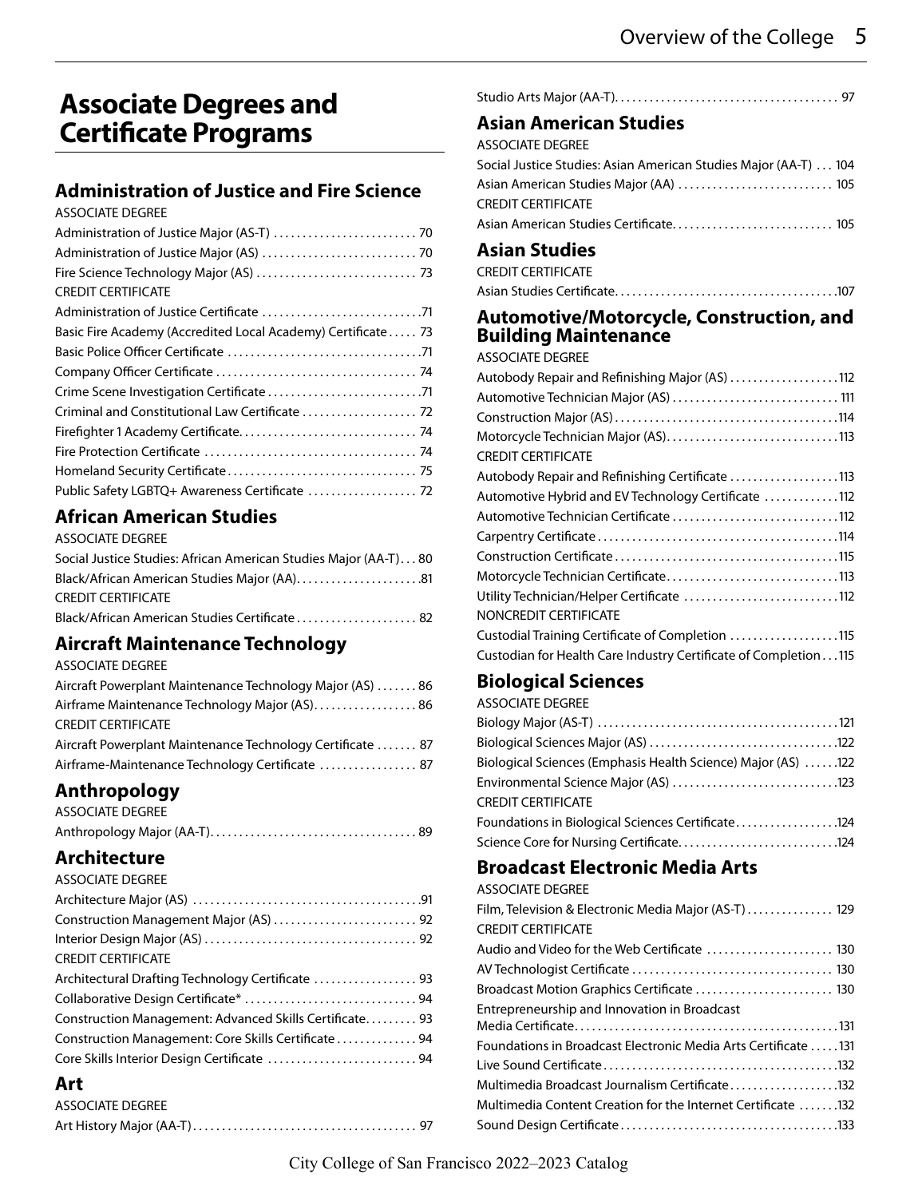# Associate Degrees and Certificate Programs

## Administration of Justice and Fire Science

ASSOCIATE DEGREE

Administration of Justice Major (AS-T) ..... 70
Administration of Justice Major (AS) ..... 70
Fire Science Technology Major (AS) ..... 73

CREDIT CERTIFICATE

Administration of Justice Certificate ..... 71
Basic Fire Academy (Accredited Local Academy) Certificate ..... 73
Basic Police Officer Certificate ..... 71
Company Officer Certificate ..... 74
Crime Scene Investigation Certificate ..... 71
Criminal and Constitutional Law Certificate ..... 72
Firefighter 1 Academy Certificate ..... 74
Fire Protection Certificate ..... 74
Homeland Security Certificate ..... 75
Public Safety LGBTQ+ Awareness Certificate ..... 72

## African American Studies

ASSOCIATE DEGREE

Social Justice Studies: African American Studies Major (AA-T) ..... 80
Black/African American Studies Major (AA) ..... 81

CREDIT CERTIFICATE

Black/African American Studies Certificate ..... 82

## Aircraft Maintenance Technology

ASSOCIATE DEGREE

Aircraft Powerplant Maintenance Technology Major (AS) ..... 86
Airframe Maintenance Technology Major (AS) ..... 86

CREDIT CERTIFICATE

Aircraft Powerplant Maintenance Technology Certificate ..... 87
Airframe-Maintenance Technology Certificate ..... 87

## Anthropology

ASSOCIATE DEGREE

Anthropology Major (AA-T) ..... 89

## Architecture

ASSOCIATE DEGREE

Architecture Major (AS) ..... 91
Construction Management Major (AS) ..... 92
Interior Design Major (AS) ..... 92

CREDIT CERTIFICATE

Architectural Drafting Technology Certificate ..... 93
Collaborative Design Certificate* ..... 94
Construction Management: Advanced Skills Certificate ..... 93
Construction Management: Core Skills Certificate ..... 94
Core Skills Interior Design Certificate ..... 94

## Art

ASSOCIATE DEGREE

Art History Major (AA-T) ..... 97
Studio Arts Major (AA-T) ..... 97

## Asian American Studies

ASSOCIATE DEGREE

Social Justice Studies: Asian American Studies Major (AA-T) ..... 104
Asian American Studies Major (AA) ..... 105

CREDIT CERTIFICATE

Asian American Studies Certificate ..... 105

## Asian Studies

CREDIT CERTIFICATE

Asian Studies Certificate ..... 107

## Automotive/Motorcycle, Construction, and Building Maintenance

ASSOCIATE DEGREE

Autobody Repair and Refinishing Major (AS) ..... 112
Automotive Technician Major (AS) ..... 111
Construction Major (AS) ..... 114
Motorcycle Technician Major (AS) ..... 113

CREDIT CERTIFICATE

Autobody Repair and Refinishing Certificate ..... 113
Automotive Hybrid and EV Technology Certificate ..... 112
Automotive Technician Certificate ..... 112
Carpentry Certificate ..... 114
Construction Certificate ..... 115
Motorcycle Technician Certificate ..... 113
Utility Technician/Helper Certificate ..... 112

NONCREDIT CERTIFICATE

Custodial Training Certificate of Completion ..... 115
Custodian for Health Care Industry Certificate of Completion ..... 115

## Biological Sciences

ASSOCIATE DEGREE

Biology Major (AS-T) ..... 121
Biological Sciences Major (AS) ..... 122
Biological Sciences (Emphasis Health Science) Major (AS) ..... 122
Environmental Science Major (AS) ..... 123

CREDIT CERTIFICATE

Foundations in Biological Sciences Certificate ..... 124
Science Core for Nursing Certificate ..... 124

## Broadcast Electronic Media Arts

ASSOCIATE DEGREE

Film, Television & Electronic Media Major (AS-T) ..... 129

CREDIT CERTIFICATE

Audio and Video for the Web Certificate ..... 130
AV Technologist Certificate ..... 130
Broadcast Motion Graphics Certificate ..... 130
Entrepreneurship and Innovation in Broadcast Media Certificate ..... 131
Foundations in Broadcast Electronic Media Arts Certificate ..... 131
Live Sound Certificate ..... 132
Multimedia Broadcast Journalism Certificate ..... 132
Multimedia Content Creation for the Internet Certificate ..... 132
Sound Design Certificate ..... 133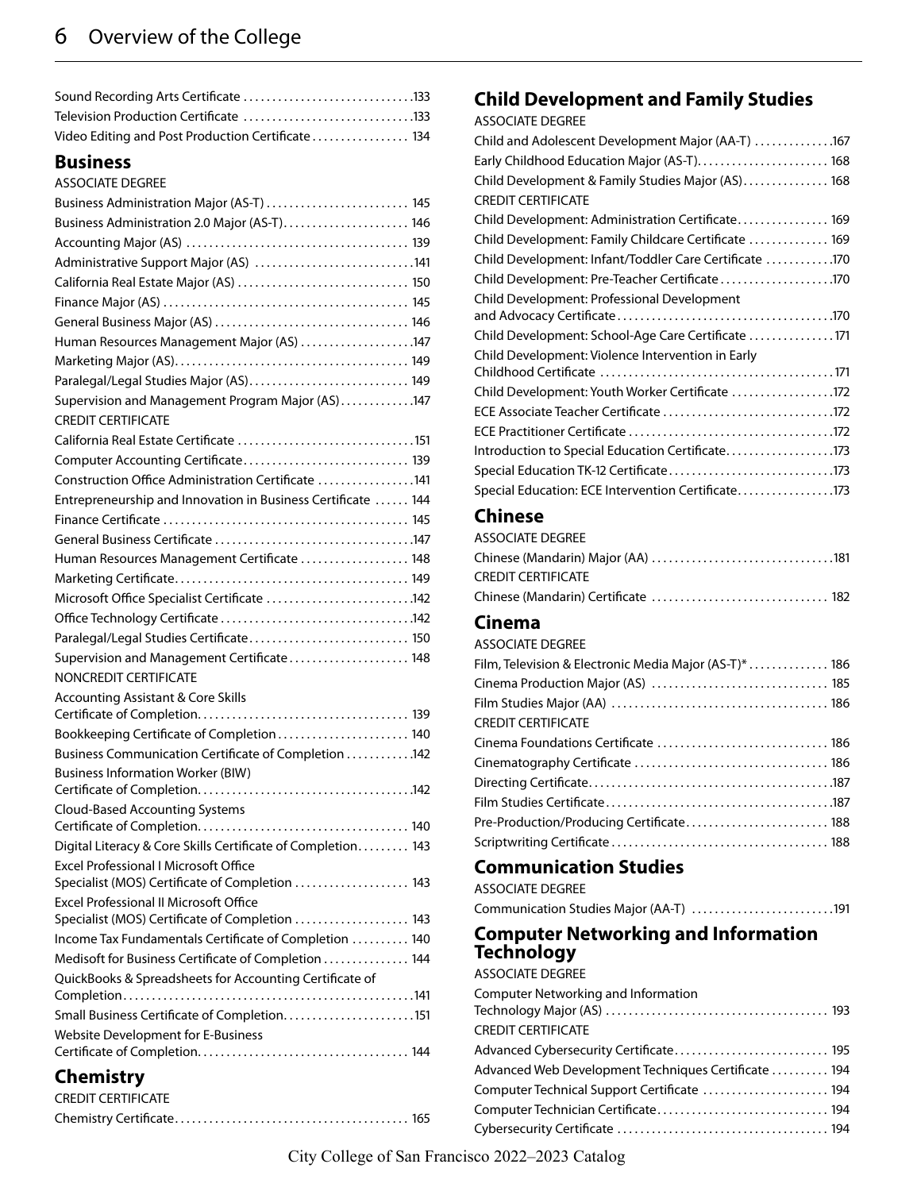Sound Recording Arts Certificate .133
Television Production Certificate .133
Video Editing and Post Production Certificate . 134

## Business

ASSOCIATE DEGREE

Business Administration Major (AS-T) . 145
Business Administration 2.0 Major (AS-T). 146
Accounting Major (AS) . 139
Administrative Support Major (AS) .141
California Real Estate Major (AS) . 150
Finance Major (AS) . 145
General Business Major (AS) . 146
Human Resources Management Major (AS) .147
Marketing Major (AS). 149
Paralegal/Legal Studies Major (AS). 149
Supervision and Management Program Major (AS).147

CREDIT CERTIFICATE

California Real Estate Certificate .151
Computer Accounting Certificate. 139
Construction Office Administration Certificate .141
Entrepreneurship and Innovation in Business Certificate . 144
Finance Certificate . 145
General Business Certificate .147
Human Resources Management Certificate . 148
Marketing Certificate. 149
Microsoft Office Specialist Certificate .142
Office Technology Certificate .142
Paralegal/Legal Studies Certificate. 150
Supervision and Management Certificate . 148

NONCREDIT CERTIFICATE

Accounting Assistant & Core Skills Certificate of Completion. 139
Bookkeeping Certificate of Completion . 140
Business Communication Certificate of Completion .142
Business Information Worker (BIW) Certificate of Completion.142
Cloud-Based Accounting Systems Certificate of Completion. 140
Digital Literacy & Core Skills Certificate of Completion. 143
Excel Professional I Microsoft Office Specialist (MOS) Certificate of Completion . 143
Excel Professional II Microsoft Office Specialist (MOS) Certificate of Completion . 143
Income Tax Fundamentals Certificate of Completion . 140
Medisoft for Business Certificate of Completion . 144
QuickBooks & Spreadsheets for Accounting Certificate of Completion.141
Small Business Certificate of Completion.151
Website Development for E-Business Certificate of Completion. 144

## Chemistry

CREDIT CERTIFICATE

Chemistry Certificate. 165

## Child Development and Family Studies

ASSOCIATE DEGREE

Child and Adolescent Development Major (AA-T) .167
Early Childhood Education Major (AS-T). 168
Child Development & Family Studies Major (AS). 168

CREDIT CERTIFICATE

Child Development: Administration Certificate. 169
Child Development: Family Childcare Certificate . 169
Child Development: Infant/Toddler Care Certificate .170
Child Development: Pre-Teacher Certificate .170
Child Development: Professional Development and Advocacy Certificate.170
Child Development: School-Age Care Certificate . 171
Child Development: Violence Intervention in Early Childhood Certificate .171
Child Development: Youth Worker Certificate .172
ECE Associate Teacher Certificate .172
ECE Practitioner Certificate .172
Introduction to Special Education Certificate.173
Special Education TK-12 Certificate.173
Special Education: ECE Intervention Certificate.173

## Chinese

ASSOCIATE DEGREE

Chinese (Mandarin) Major (AA) .181

CREDIT CERTIFICATE

Chinese (Mandarin) Certificate . 182

## Cinema

ASSOCIATE DEGREE

Film, Television & Electronic Media Major (AS-T)* . 186
Cinema Production Major (AS) . 185
Film Studies Major (AA) . 186

CREDIT CERTIFICATE

Cinema Foundations Certificate . 186
Cinematography Certificate . 186
Directing Certificate.187
Film Studies Certificate.187
Pre-Production/Producing Certificate. 188
Scriptwriting Certificate . 188

## Communication Studies

ASSOCIATE DEGREE

Communication Studies Major (AA-T) .191

## Computer Networking and Information Technology

ASSOCIATE DEGREE

Computer Networking and Information Technology Major (AS) . 193

CREDIT CERTIFICATE

Advanced Cybersecurity Certificate. 195
Advanced Web Development Techniques Certificate . 194
Computer Technical Support Certificate . 194
Computer Technician Certificate. 194
Cybersecurity Certificate . 194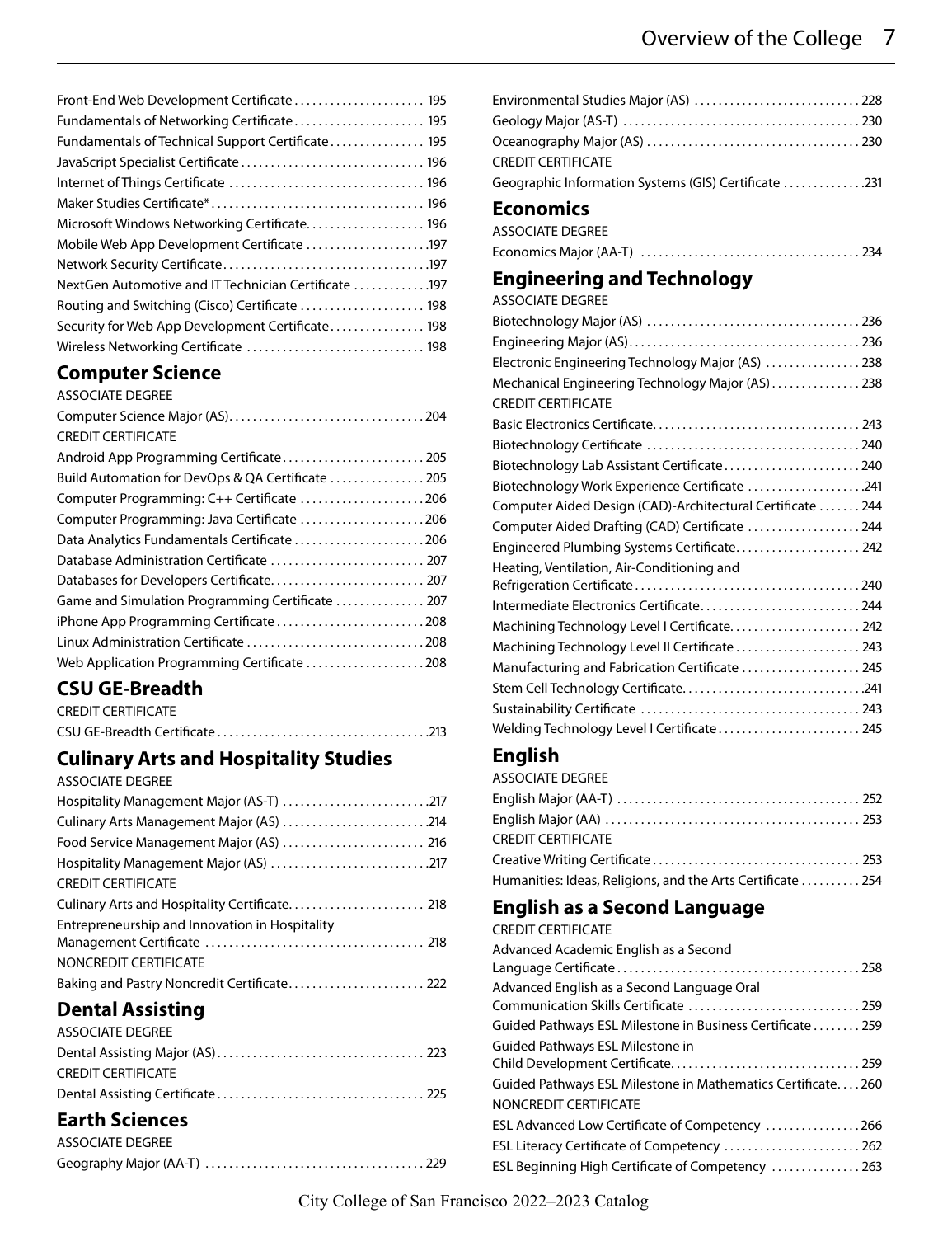Front-End Web Development Certificate ...................... 195
Fundamentals of Networking Certificate ...................... 195
Fundamentals of Technical Support Certificate ................ 195
JavaScript Specialist Certificate ............................... 196
Internet of Things Certificate ................................ 196
Maker Studies Certificate* .................................... 196
Microsoft Windows Networking Certificate.................... 196
Mobile Web App Development Certificate ....................197
Network Security Certificate...................................197
NextGen Automotive and IT Technician Certificate .............197
Routing and Switching (Cisco) Certificate ..................... 198
Security for Web App Development Certificate................ 198
Wireless Networking Certificate .............................. 198

## Computer Science

ASSOCIATE DEGREE

Computer Science Major (AS).................................204

CREDIT CERTIFICATE

Android App Programming Certificate........................205
Build Automation for DevOps & QA Certificate ................205
Computer Programming: C++ Certificate .....................206
Computer Programming: Java Certificate .....................206
Data Analytics Fundamentals Certificate ......................206
Database Administration Certificate .......................... 207
Databases for Developers Certificate.......................... 207
Game and Simulation Programming Certificate ............... 207
iPhone App Programming Certificate .........................208
Linux Administration Certificate ..............................208
Web Application Programming Certificate ....................208

## CSU GE-Breadth

CREDIT CERTIFICATE

CSU GE-Breadth Certificate ...................................213

## Culinary Arts and Hospitality Studies

ASSOCIATE DEGREE

Hospitality Management Major (AS-T) .........................217
Culinary Arts Management Major (AS) ........................214
Food Service Management Major (AS) ........................ 216
Hospitality Management Major (AS) ...........................217

CREDIT CERTIFICATE

Culinary Arts and Hospitality Certificate....................... 218
Entrepreneurship and Innovation in Hospitality Management Certificate ..................................... 218

NONCREDIT CERTIFICATE

Baking and Pastry Noncredit Certificate....................... 222

## Dental Assisting

ASSOCIATE DEGREE

Dental Assisting Major (AS).................................. 223

CREDIT CERTIFICATE

Dental Assisting Certificate ................................... 225

## Earth Sciences

ASSOCIATE DEGREE

Geography Major (AA-T) ..................................... 229
Environmental Studies Major (AS) ............................ 228
Geology Major (AS-T) ........................................ 230
Oceanography Major (AS) .................................... 230

CREDIT CERTIFICATE

Geographic Information Systems (GIS) Certificate .............231

## Economics

ASSOCIATE DEGREE

Economics Major (AA-T) ..................................... 234

## Engineering and Technology

ASSOCIATE DEGREE

Biotechnology Major (AS) .................................... 236
Engineering Major (AS)....................................... 236
Electronic Engineering Technology Major (AS) ................ 238
Mechanical Engineering Technology Major (AS)............... 238

CREDIT CERTIFICATE

Basic Electronics Certificate................................... 243
Biotechnology Certificate .................................... 240
Biotechnology Lab Assistant Certificate....................... 240
Biotechnology Work Experience Certificate ...................241
Computer Aided Design (CAD)-Architectural Certificate ....... 244
Computer Aided Drafting (CAD) Certificate ................... 244
Engineered Plumbing Systems Certificate..................... 242
Heating, Ventilation, Air-Conditioning and Refrigeration Certificate ...................................... 240
Intermediate Electronics Certificate........................... 244
Machining Technology Level I Certificate...................... 242
Machining Technology Level II Certificate ..................... 243
Manufacturing and Fabrication Certificate .................... 245
Stem Cell Technology Certificate...............................241
Sustainability Certificate ..................................... 243
Welding Technology Level I Certificate........................ 245

## English

ASSOCIATE DEGREE

English Major (AA-T) ......................................... 252
English Major (AA) ........................................... 253

CREDIT CERTIFICATE

Creative Writing Certificate .................................. 253
Humanities: Ideas, Religions, and the Arts Certificate .......... 254

## English as a Second Language

CREDIT CERTIFICATE

Advanced Academic English as a Second Language Certificate......................................... 258
Advanced English as a Second Language Oral Communication Skills Certificate ............................. 259
Guided Pathways ESL Milestone in Business Certificate ........ 259
Guided Pathways ESL Milestone in Child Development Certificate................................ 259
Guided Pathways ESL Milestone in Mathematics Certificate.... 260

NONCREDIT CERTIFICATE

ESL Advanced Low Certificate of Competency ................ 266
ESL Literacy Certificate of Competency ....................... 262
ESL Beginning High Certificate of Competency ............... 263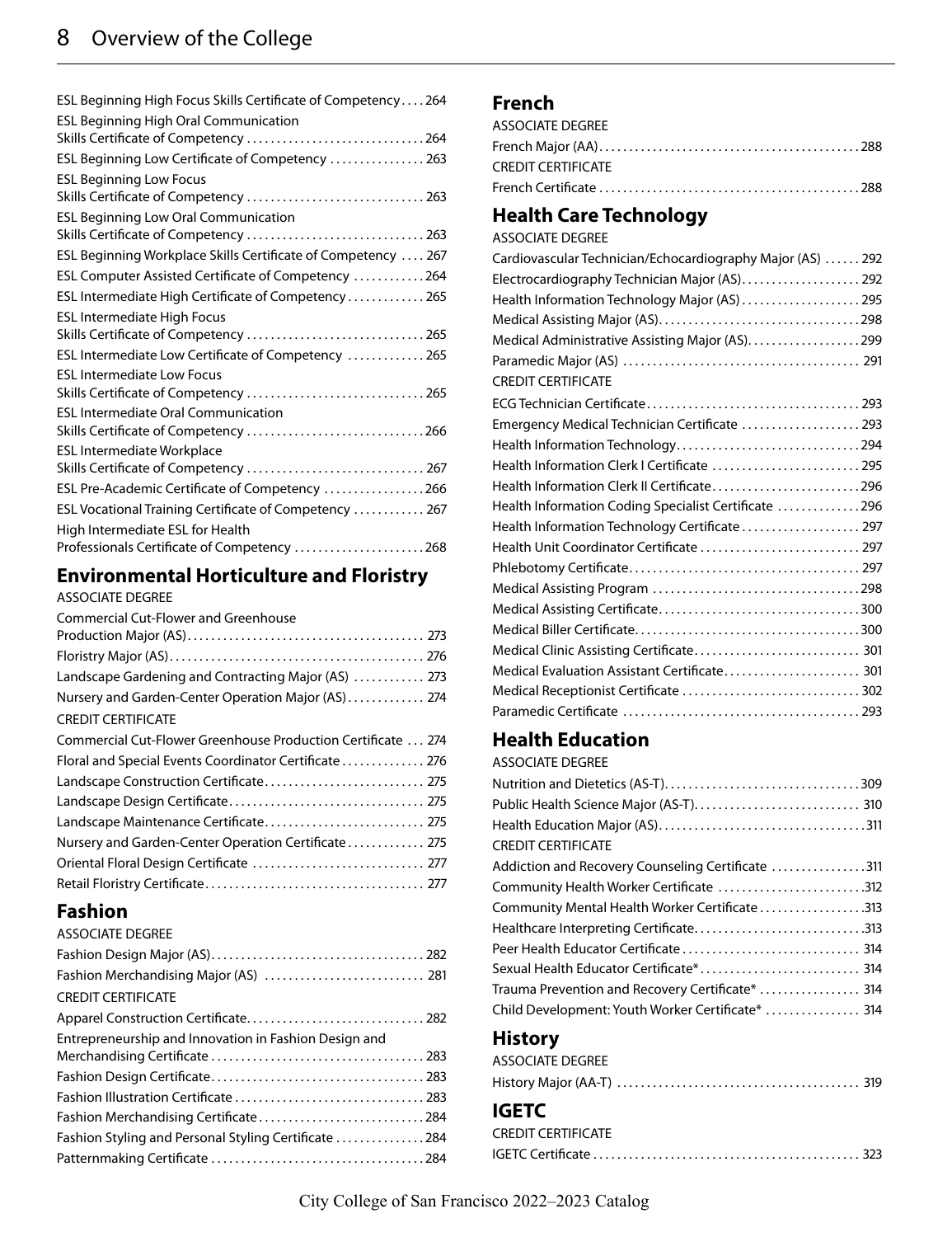ESL Beginning High Focus Skills Certificate of Competency .... 264
ESL Beginning High Oral Communication Skills Certificate of Competency .... 264
ESL Beginning Low Certificate of Competency .... 263
ESL Beginning Low Focus Skills Certificate of Competency .... 263
ESL Beginning Low Oral Communication Skills Certificate of Competency .... 263
ESL Beginning Workplace Skills Certificate of Competency .... 267
ESL Computer Assisted Certificate of Competency .... 264
ESL Intermediate High Certificate of Competency .... 265
ESL Intermediate High Focus Skills Certificate of Competency .... 265
ESL Intermediate Low Certificate of Competency .... 265
ESL Intermediate Low Focus Skills Certificate of Competency .... 265
ESL Intermediate Oral Communication Skills Certificate of Competency .... 266
ESL Intermediate Workplace Skills Certificate of Competency .... 267
ESL Pre-Academic Certificate of Competency .... 266
ESL Vocational Training Certificate of Competency .... 267
High Intermediate ESL for Health Professionals Certificate of Competency .... 268

## Environmental Horticulture and Floristry

ASSOCIATE DEGREE

Commercial Cut-Flower and Greenhouse Production Major (AS) .... 273
Floristry Major (AS) .... 276
Landscape Gardening and Contracting Major (AS) .... 273
Nursery and Garden-Center Operation Major (AS) .... 274

CREDIT CERTIFICATE

Commercial Cut-Flower Greenhouse Production Certificate .... 274
Floral and Special Events Coordinator Certificate .... 276
Landscape Construction Certificate .... 275
Landscape Design Certificate .... 275
Landscape Maintenance Certificate .... 275
Nursery and Garden-Center Operation Certificate .... 275
Oriental Floral Design Certificate .... 277
Retail Floristry Certificate .... 277

## Fashion

ASSOCIATE DEGREE

Fashion Design Major (AS) .... 282
Fashion Merchandising Major (AS) .... 281

CREDIT CERTIFICATE

Apparel Construction Certificate .... 282
Entrepreneurship and Innovation in Fashion Design and Merchandising Certificate .... 283
Fashion Design Certificate .... 283
Fashion Illustration Certificate .... 283
Fashion Merchandising Certificate .... 284
Fashion Styling and Personal Styling Certificate .... 284
Patternmaking Certificate .... 284

## French

ASSOCIATE DEGREE

French Major (AA) .... 288

CREDIT CERTIFICATE

French Certificate .... 288

## Health Care Technology

ASSOCIATE DEGREE

Cardiovascular Technician/Echocardiography Major (AS) .... 292
Electrocardiography Technician Major (AS) .... 292
Health Information Technology Major (AS) .... 295
Medical Assisting Major (AS) .... 298
Medical Administrative Assisting Major (AS) .... 299
Paramedic Major (AS) .... 291

CREDIT CERTIFICATE

ECG Technician Certificate .... 293
Emergency Medical Technician Certificate .... 293
Health Information Technology .... 294
Health Information Clerk I Certificate .... 295
Health Information Clerk II Certificate .... 296
Health Information Coding Specialist Certificate .... 296
Health Information Technology Certificate .... 297
Health Unit Coordinator Certificate .... 297
Phlebotomy Certificate .... 297
Medical Assisting Program .... 298
Medical Assisting Certificate .... 300
Medical Biller Certificate .... 300
Medical Clinic Assisting Certificate .... 301
Medical Evaluation Assistant Certificate .... 301
Medical Receptionist Certificate .... 302
Paramedic Certificate .... 293

## Health Education

ASSOCIATE DEGREE

Nutrition and Dietetics (AS-T) .... 309
Public Health Science Major (AS-T) .... 310
Health Education Major (AS) .... 311

CREDIT CERTIFICATE

Addiction and Recovery Counseling Certificate .... 311
Community Health Worker Certificate .... 312
Community Mental Health Worker Certificate .... 313
Healthcare Interpreting Certificate .... 313
Peer Health Educator Certificate .... 314
Sexual Health Educator Certificate* .... 314
Trauma Prevention and Recovery Certificate* .... 314
Child Development: Youth Worker Certificate* .... 314

## History

ASSOCIATE DEGREE

History Major (AA-T) .... 319

## IGETC

CREDIT CERTIFICATE

IGETC Certificate .... 323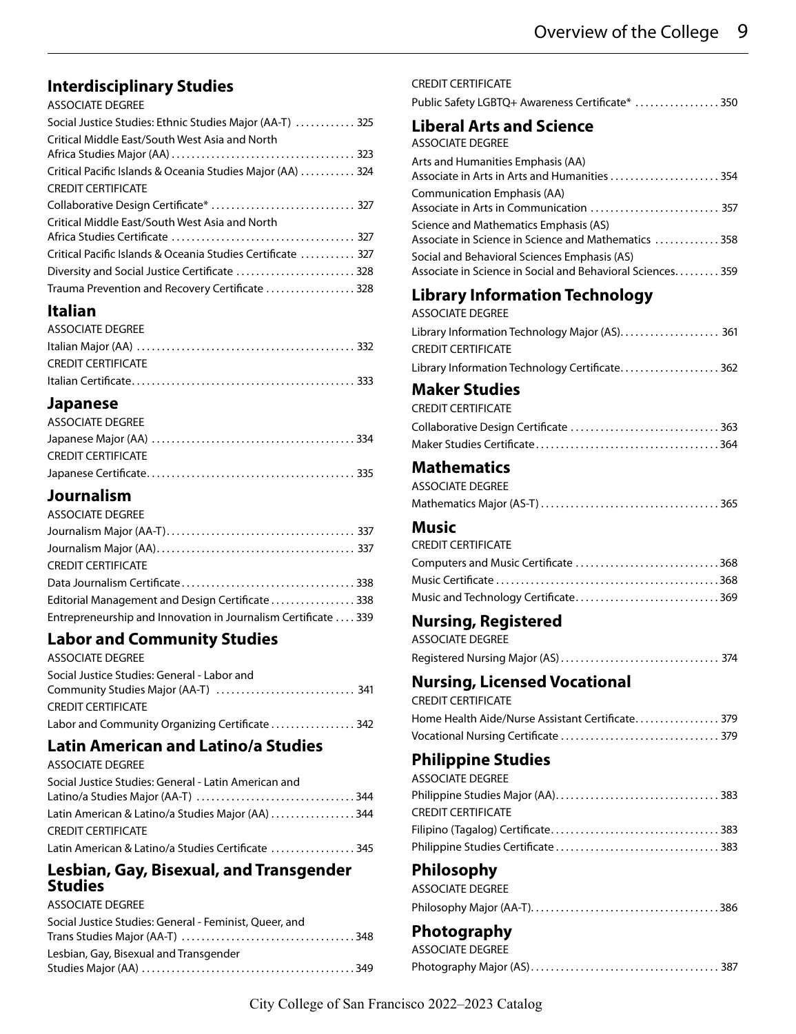## Interdisciplinary Studies

ASSOCIATE DEGREE

Social Justice Studies: Ethnic Studies Major (AA-T) ............ 325

Critical Middle East/South West Asia and North Africa Studies Major (AA) ..................................... 323

Critical Pacific Islands & Oceania Studies Major (AA) ........... 324

CREDIT CERTIFICATE

Collaborative Design Certificate* ............................. 327

Critical Middle East/South West Asia and North Africa Studies Certificate ..................................... 327

Critical Pacific Islands & Oceania Studies Certificate ........... 327

Diversity and Social Justice Certificate ........................ 328

Trauma Prevention and Recovery Certificate .................. 328

## Italian

ASSOCIATE DEGREE

Italian Major (AA) ............................................ 332

CREDIT CERTIFICATE

Italian Certificate............................................. 333

## Japanese

ASSOCIATE DEGREE

Japanese Major (AA) ......................................... 334

CREDIT CERTIFICATE

Japanese Certificate.......................................... 335

## Journalism

ASSOCIATE DEGREE

Journalism Major (AA-T)...................................... 337

Journalism Major (AA)........................................ 337

CREDIT CERTIFICATE

Data Journalism Certificate................................... 338

Editorial Management and Design Certificate ................. 338

Entrepreneurship and Innovation in Journalism Certificate .... 339

## Labor and Community Studies

ASSOCIATE DEGREE

Social Justice Studies: General - Labor and Community Studies Major (AA-T) ............................ 341

CREDIT CERTIFICATE

Labor and Community Organizing Certificate ................. 342

## Latin American and Latino/a Studies

ASSOCIATE DEGREE

Social Justice Studies: General - Latin American and Latino/a Studies Major (AA-T) ................................ 344

Latin American & Latino/a Studies Major (AA) ................. 344

CREDIT CERTIFICATE

Latin American & Latino/a Studies Certificate ................. 345

## Lesbian, Gay, Bisexual, and Transgender Studies

ASSOCIATE DEGREE

Social Justice Studies: General - Feminist, Queer, and Trans Studies Major (AA-T) ................................... 348

Lesbian, Gay, Bisexual and Transgender Studies Major (AA) ........................................... 349

CREDIT CERTIFICATE

Public Safety LGBTQ+ Awareness Certificate* ................. 350

## Liberal Arts and Science

ASSOCIATE DEGREE

Arts and Humanities Emphasis (AA)
Associate in Arts in Arts and Humanities ...................... 354

Communication Emphasis (AA)
Associate in Arts in Communication .......................... 357

Science and Mathematics Emphasis (AS)
Associate in Science in Science and Mathematics ............. 358

Social and Behavioral Sciences Emphasis (AS)
Associate in Science in Social and Behavioral Sciences......... 359

## Library Information Technology

ASSOCIATE DEGREE

Library Information Technology Major (AS).................... 361

CREDIT CERTIFICATE

Library Information Technology Certificate.................... 362

## Maker Studies

CREDIT CERTIFICATE

Collaborative Design Certificate ............................. 363

Maker Studies Certificate..................................... 364

## Mathematics

ASSOCIATE DEGREE

Mathematics Major (AS-T)................................... 365

## Music

CREDIT CERTIFICATE

Computers and Music Certificate ............................ 368

Music Certificate ............................................ 368

Music and Technology Certificate............................. 369

## Nursing, Registered

ASSOCIATE DEGREE

Registered Nursing Major (AS)............................... 374

## Nursing, Licensed Vocational

CREDIT CERTIFICATE

Home Health Aide/Nurse Assistant Certificate................. 379

Vocational Nursing Certificate ............................... 379

## Philippine Studies

ASSOCIATE DEGREE

Philippine Studies Major (AA)................................ 383

CREDIT CERTIFICATE

Filipino (Tagalog) Certificate................................. 383

Philippine Studies Certificate ................................ 383

## Philosophy

ASSOCIATE DEGREE

Philosophy Major (AA-T)..................................... 386

## Photography

ASSOCIATE DEGREE

Photography Major (AS)..................................... 387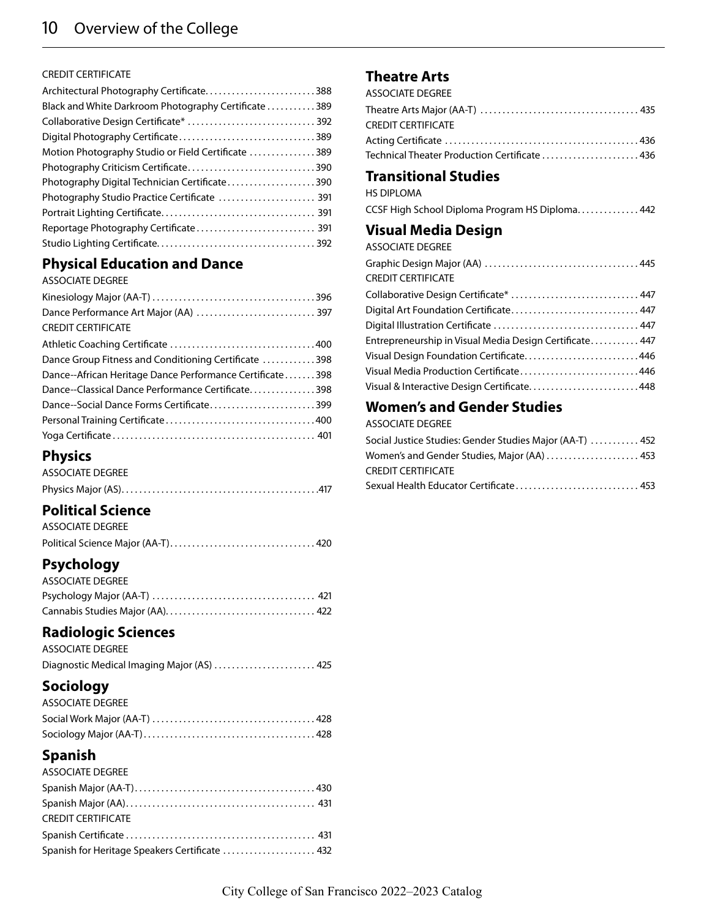CREDIT CERTIFICATE

Architectural Photography Certificate. . . . . . . . . . . . . . . . . . . . . . . . . 388
Black and White Darkroom Photography Certificate . . . . . . . . . . . 389
Collaborative Design Certificate* . . . . . . . . . . . . . . . . . . . . . . . . . . . . 392
Digital Photography Certificate . . . . . . . . . . . . . . . . . . . . . . . . . . . . . . 389
Motion Photography Studio or Field Certificate . . . . . . . . . . . . . . . 389
Photography Criticism Certificate. . . . . . . . . . . . . . . . . . . . . . . . . . . . 390
Photography Digital Technician Certificate . . . . . . . . . . . . . . . . . . . 390
Photography Studio Practice Certificate . . . . . . . . . . . . . . . . . . . . . . 391
Portrait Lighting Certificate. . . . . . . . . . . . . . . . . . . . . . . . . . . . . . . . . . 391
Reportage Photography Certificate . . . . . . . . . . . . . . . . . . . . . . . . . . 391
Studio Lighting Certificate. . . . . . . . . . . . . . . . . . . . . . . . . . . . . . . . . . . 392

## Physical Education and Dance

ASSOCIATE DEGREE

Kinesiology Major (AA-T) . . . . . . . . . . . . . . . . . . . . . . . . . . . . . . . . . . . . 396
Dance Performance Art Major (AA) . . . . . . . . . . . . . . . . . . . . . . . . . . 397

CREDIT CERTIFICATE

Athletic Coaching Certificate . . . . . . . . . . . . . . . . . . . . . . . . . . . . . . . . 400
Dance Group Fitness and Conditioning Certificate . . . . . . . . . . . . 398
Dance--African Heritage Dance Performance Certificate . . . . . . . 398
Dance--Classical Dance Performance Certificate. . . . . . . . . . . . . . . 398
Dance--Social Dance Forms Certificate. . . . . . . . . . . . . . . . . . . . . . . . 399
Personal Training Certificate . . . . . . . . . . . . . . . . . . . . . . . . . . . . . . . . . 400
Yoga Certificate . . . . . . . . . . . . . . . . . . . . . . . . . . . . . . . . . . . . . . . . . . . . . 401

## Physics

ASSOCIATE DEGREE

Physics Major (AS). . . . . . . . . . . . . . . . . . . . . . . . . . . . . . . . . . . . . . . . . . . .417

## Political Science

ASSOCIATE DEGREE

Political Science Major (AA-T). . . . . . . . . . . . . . . . . . . . . . . . . . . . . . . . 420

## Psychology

ASSOCIATE DEGREE

Psychology Major (AA-T) . . . . . . . . . . . . . . . . . . . . . . . . . . . . . . . . . . . . 421
Cannabis Studies Major (AA). . . . . . . . . . . . . . . . . . . . . . . . . . . . . . . . . 422

## Radiologic Sciences

ASSOCIATE DEGREE

Diagnostic Medical Imaging Major (AS) . . . . . . . . . . . . . . . . . . . . . . 425

## Sociology

ASSOCIATE DEGREE

Social Work Major (AA-T) . . . . . . . . . . . . . . . . . . . . . . . . . . . . . . . . . . . . 428
Sociology Major (AA-T). . . . . . . . . . . . . . . . . . . . . . . . . . . . . . . . . . . . . . 428

## Spanish

ASSOCIATE DEGREE

Spanish Major (AA-T). . . . . . . . . . . . . . . . . . . . . . . . . . . . . . . . . . . . . . . . 430
Spanish Major (AA). . . . . . . . . . . . . . . . . . . . . . . . . . . . . . . . . . . . . . . . . . 431

CREDIT CERTIFICATE

Spanish Certificate . . . . . . . . . . . . . . . . . . . . . . . . . . . . . . . . . . . . . . . . . . 431
Spanish for Heritage Speakers Certificate . . . . . . . . . . . . . . . . . . . . 432

## Theatre Arts

ASSOCIATE DEGREE

Theatre Arts Major (AA-T) . . . . . . . . . . . . . . . . . . . . . . . . . . . . . . . . . . . 435

CREDIT CERTIFICATE

Acting Certificate . . . . . . . . . . . . . . . . . . . . . . . . . . . . . . . . . . . . . . . . . . . 436
Technical Theater Production Certificate . . . . . . . . . . . . . . . . . . . . . 436

## Transitional Studies

HS DIPLOMA

CCSF High School Diploma Program HS Diploma. . . . . . . . . . . . . 442

## Visual Media Design

ASSOCIATE DEGREE

Graphic Design Major (AA) . . . . . . . . . . . . . . . . . . . . . . . . . . . . . . . . . . 445

CREDIT CERTIFICATE

Collaborative Design Certificate* . . . . . . . . . . . . . . . . . . . . . . . . . . . . 447
Digital Art Foundation Certificate. . . . . . . . . . . . . . . . . . . . . . . . . . . . 447
Digital Illustration Certificate . . . . . . . . . . . . . . . . . . . . . . . . . . . . . . . . 447
Entrepreneurship in Visual Media Design Certificate. . . . . . . . . . . 447
Visual Design Foundation Certificate. . . . . . . . . . . . . . . . . . . . . . . . . 446
Visual Media Production Certificate . . . . . . . . . . . . . . . . . . . . . . . . . . 446
Visual & Interactive Design Certificate. . . . . . . . . . . . . . . . . . . . . . . . 448

## Women's and Gender Studies

ASSOCIATE DEGREE

Social Justice Studies: Gender Studies Major (AA-T) . . . . . . . . . . . 452
Women's and Gender Studies, Major (AA) . . . . . . . . . . . . . . . . . . . . 453

CREDIT CERTIFICATE

Sexual Health Educator Certificate . . . . . . . . . . . . . . . . . . . . . . . . . . . 453